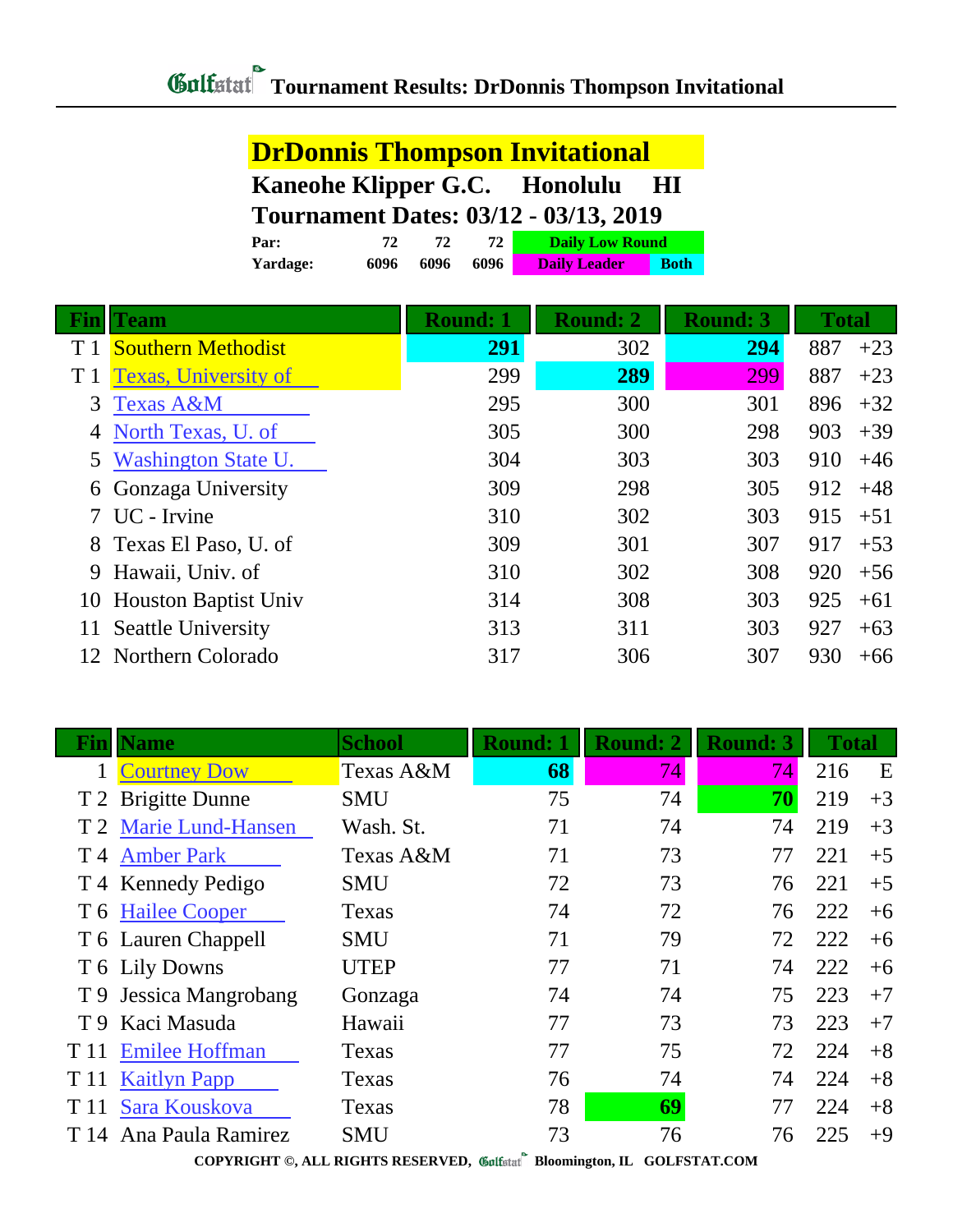# Tournament Results: DrDonnis Thompson Invitational

## DrDonnis Thompson Invitational

**Kaneohe Klipper G.C. Honolulu HI**

**Tournament Dates: 03/12 - 03/13, 2019**

| | | | | |
|---|---|---|---|---|
| **Par:** | 72 | 72 | 72 | Daily Low Round |
| **Yardage:** | 6096 | 6096 | 6096 | Daily Leader / Both |

| Fin | Team | Round: 1 | Round: 2 | Round: 3 | Total | |
|---|---|---|---|---|---|---|
| T 1 | Southern Methodist | 291 | 302 | 294 | 887 | +23 |
| T 1 | Texas, University of | 299 | 289 | 299 | 887 | +23 |
| 3 | Texas A&M | 295 | 300 | 301 | 896 | +32 |
| 4 | North Texas, U. of | 305 | 300 | 298 | 903 | +39 |
| 5 | Washington State U. | 304 | 303 | 303 | 910 | +46 |
| 6 | Gonzaga University | 309 | 298 | 305 | 912 | +48 |
| 7 | UC - Irvine | 310 | 302 | 303 | 915 | +51 |
| 8 | Texas El Paso, U. of | 309 | 301 | 307 | 917 | +53 |
| 9 | Hawaii, Univ. of | 310 | 302 | 308 | 920 | +56 |
| 10 | Houston Baptist Univ | 314 | 308 | 303 | 925 | +61 |
| 11 | Seattle University | 313 | 311 | 303 | 927 | +63 |
| 12 | Northern Colorado | 317 | 306 | 307 | 930 | +66 |

| Fin | Name | School | Round: 1 | Round: 2 | Round: 3 | Total | |
|---|---|---|---|---|---|---|---|
| 1 | Courtney Dow | Texas A&M | 68 | 74 | 74 | 216 | E |
| T 2 | Brigitte Dunne | SMU | 75 | 74 | 70 | 219 | +3 |
| T 2 | Marie Lund-Hansen | Wash. St. | 71 | 74 | 74 | 219 | +3 |
| T 4 | Amber Park | Texas A&M | 71 | 73 | 77 | 221 | +5 |
| T 4 | Kennedy Pedigo | SMU | 72 | 73 | 76 | 221 | +5 |
| T 6 | Hailee Cooper | Texas | 74 | 72 | 76 | 222 | +6 |
| T 6 | Lauren Chappell | SMU | 71 | 79 | 72 | 222 | +6 |
| T 6 | Lily Downs | UTEP | 77 | 71 | 74 | 222 | +6 |
| T 9 | Jessica Mangrobang | Gonzaga | 74 | 74 | 75 | 223 | +7 |
| T 9 | Kaci Masuda | Hawaii | 77 | 73 | 73 | 223 | +7 |
| T 11 | Emilee Hoffman | Texas | 77 | 75 | 72 | 224 | +8 |
| T 11 | Kaitlyn Papp | Texas | 76 | 74 | 74 | 224 | +8 |
| T 11 | Sara Kouskova | Texas | 78 | 69 | 77 | 224 | +8 |
| T 14 | Ana Paula Ramirez | SMU | 73 | 76 | 76 | 225 | +9 |

COPYRIGHT ©, ALL RIGHTS RESERVED, Golfstat Bloomington, IL GOLFSTAT.COM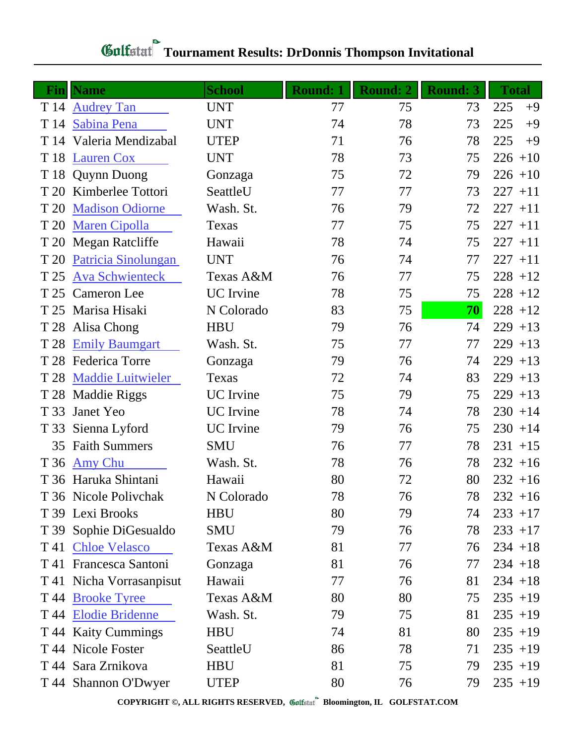# Golfstat Tournament Results: DrDonnis Thompson Invitational

| Fin | Name | School | Round: 1 | Round: 2 | Round: 3 | Total | |
|---|---|---|---|---|---|---|---|
| T 14 | Audrey Tan | UNT | 77 | 75 | 73 | 225 | +9 |
| T 14 | Sabina Pena | UNT | 74 | 78 | 73 | 225 | +9 |
| T 14 | Valeria Mendizabal | UTEP | 71 | 76 | 78 | 225 | +9 |
| T 18 | Lauren Cox | UNT | 78 | 73 | 75 | 226 | +10 |
| T 18 | Quynn Duong | Gonzaga | 75 | 72 | 79 | 226 | +10 |
| T 20 | Kimberlee Tottori | SeattleU | 77 | 77 | 73 | 227 | +11 |
| T 20 | Madison Odiorne | Wash. St. | 76 | 79 | 72 | 227 | +11 |
| T 20 | Maren Cipolla | Texas | 77 | 75 | 75 | 227 | +11 |
| T 20 | Megan Ratcliffe | Hawaii | 78 | 74 | 75 | 227 | +11 |
| T 20 | Patricia Sinolungan | UNT | 76 | 74 | 77 | 227 | +11 |
| T 25 | Ava Schwienteck | Texas A&M | 76 | 77 | 75 | 228 | +12 |
| T 25 | Cameron Lee | UC Irvine | 78 | 75 | 75 | 228 | +12 |
| T 25 | Marisa Hisaki | N Colorado | 83 | 75 | **70** | 228 | +12 |
| T 28 | Alisa Chong | HBU | 79 | 76 | 74 | 229 | +13 |
| T 28 | Emily Baumgart | Wash. St. | 75 | 77 | 77 | 229 | +13 |
| T 28 | Federica Torre | Gonzaga | 79 | 76 | 74 | 229 | +13 |
| T 28 | Maddie Luitwieler | Texas | 72 | 74 | 83 | 229 | +13 |
| T 28 | Maddie Riggs | UC Irvine | 75 | 79 | 75 | 229 | +13 |
| T 33 | Janet Yeo | UC Irvine | 78 | 74 | 78 | 230 | +14 |
| T 33 | Sienna Lyford | UC Irvine | 79 | 76 | 75 | 230 | +14 |
| 35 | Faith Summers | SMU | 76 | 77 | 78 | 231 | +15 |
| T 36 | Amy Chu | Wash. St. | 78 | 76 | 78 | 232 | +16 |
| T 36 | Haruka Shintani | Hawaii | 80 | 72 | 80 | 232 | +16 |
| T 36 | Nicole Polivchak | N Colorado | 78 | 76 | 78 | 232 | +16 |
| T 39 | Lexi Brooks | HBU | 80 | 79 | 74 | 233 | +17 |
| T 39 | Sophie DiGesualdo | SMU | 79 | 76 | 78 | 233 | +17 |
| T 41 | Chloe Velasco | Texas A&M | 81 | 77 | 76 | 234 | +18 |
| T 41 | Francesca Santoni | Gonzaga | 81 | 76 | 77 | 234 | +18 |
| T 41 | Nicha Vorrasanpisut | Hawaii | 77 | 76 | 81 | 234 | +18 |
| T 44 | Brooke Tyree | Texas A&M | 80 | 80 | 75 | 235 | +19 |
| T 44 | Elodie Bridenne | Wash. St. | 79 | 75 | 81 | 235 | +19 |
| T 44 | Kaity Cummings | HBU | 74 | 81 | 80 | 235 | +19 |
| T 44 | Nicole Foster | SeattleU | 86 | 78 | 71 | 235 | +19 |
| T 44 | Sara Zrnikova | HBU | 81 | 75 | 79 | 235 | +19 |
| T 44 | Shannon O'Dwyer | UTEP | 80 | 76 | 79 | 235 | +19 |

COPYRIGHT ©, ALL RIGHTS RESERVED, Golfstat Bloomington, IL GOLFSTAT.COM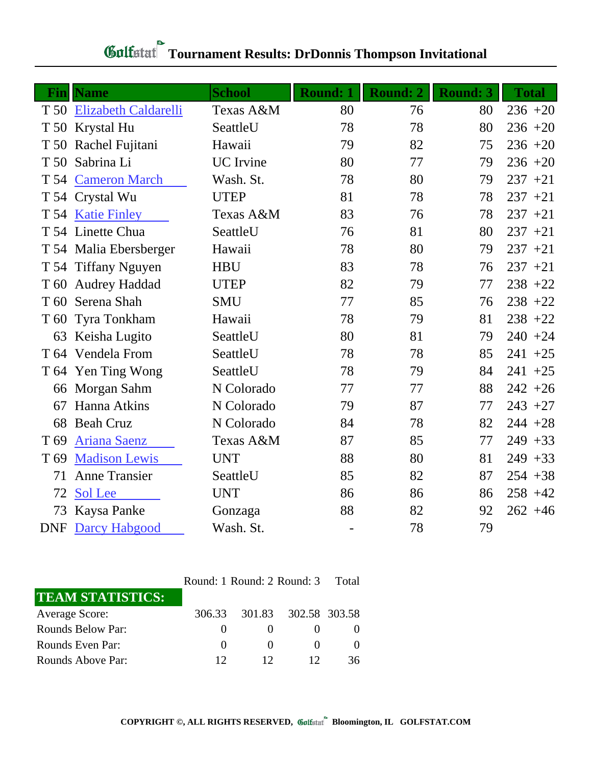# Golfstat Tournament Results: DrDonnis Thompson Invitational

| Fin | Name | School | Round: 1 | Round: 2 | Round: 3 | Total | |
|---|---|---|---|---|---|---|---|
| T 50 | Elizabeth Caldarelli | Texas A&M | 80 | 76 | 80 | 236 | +20 |
| T 50 | Krystal Hu | SeattleU | 78 | 78 | 80 | 236 | +20 |
| T 50 | Rachel Fujitani | Hawaii | 79 | 82 | 75 | 236 | +20 |
| T 50 | Sabrina Li | UC Irvine | 80 | 77 | 79 | 236 | +20 |
| T 54 | Cameron March | Wash. St. | 78 | 80 | 79 | 237 | +21 |
| T 54 | Crystal Wu | UTEP | 81 | 78 | 78 | 237 | +21 |
| T 54 | Katie Finley | Texas A&M | 83 | 76 | 78 | 237 | +21 |
| T 54 | Linette Chua | SeattleU | 76 | 81 | 80 | 237 | +21 |
| T 54 | Malia Ebersberger | Hawaii | 78 | 80 | 79 | 237 | +21 |
| T 54 | Tiffany Nguyen | HBU | 83 | 78 | 76 | 237 | +21 |
| T 60 | Audrey Haddad | UTEP | 82 | 79 | 77 | 238 | +22 |
| T 60 | Serena Shah | SMU | 77 | 85 | 76 | 238 | +22 |
| T 60 | Tyra Tonkham | Hawaii | 78 | 79 | 81 | 238 | +22 |
| 63 | Keisha Lugito | SeattleU | 80 | 81 | 79 | 240 | +24 |
| T 64 | Vendela From | SeattleU | 78 | 78 | 85 | 241 | +25 |
| T 64 | Yen Ting Wong | SeattleU | 78 | 79 | 84 | 241 | +25 |
| 66 | Morgan Sahm | N Colorado | 77 | 77 | 88 | 242 | +26 |
| 67 | Hanna Atkins | N Colorado | 79 | 87 | 77 | 243 | +27 |
| 68 | Beah Cruz | N Colorado | 84 | 78 | 82 | 244 | +28 |
| T 69 | Ariana Saenz | Texas A&M | 87 | 85 | 77 | 249 | +33 |
| T 69 | Madison Lewis | UNT | 88 | 80 | 81 | 249 | +33 |
| 71 | Anne Transier | SeattleU | 85 | 82 | 87 | 254 | +38 |
| 72 | Sol Lee | UNT | 86 | 86 | 86 | 258 | +42 |
| 73 | Kaysa Panke | Gonzaga | 88 | 82 | 92 | 262 | +46 |
| DNF | Darcy Habgood | Wash. St. | - | 78 | 79 | | |

| TEAM STATISTICS: | Round: 1 | Round: 2 | Round: 3 | Total |
|---|---|---|---|---|
| Average Score: | 306.33 | 301.83 | 302.58 | 303.58 |
| Rounds Below Par: | 0 | 0 | 0 | 0 |
| Rounds Even Par: | 0 | 0 | 0 | 0 |
| Rounds Above Par: | 12 | 12 | 12 | 36 |

COPYRIGHT ©, ALL RIGHTS RESERVED, Golfstat Bloomington, IL GOLFSTAT.COM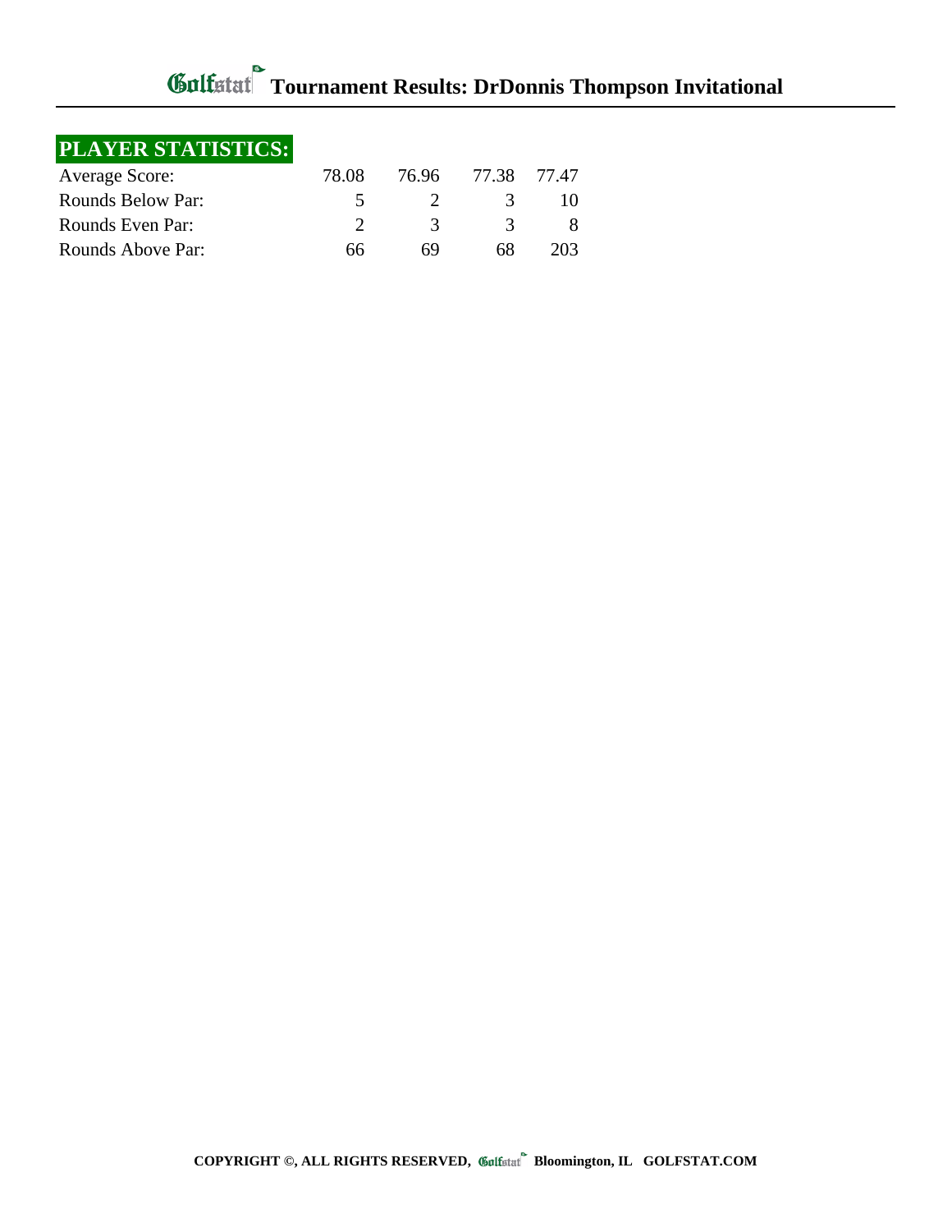# Golfstat Tournament Results: DrDonnis Thompson Invitational

## PLAYER STATISTICS:

| | | | | |
|---|---|---|---|---|
| Average Score: | 78.08 | 76.96 | 77.38 | 77.47 |
| Rounds Below Par: | 5 | 2 | 3 | 10 |
| Rounds Even Par: | 2 | 3 | 3 | 8 |
| Rounds Above Par: | 66 | 69 | 68 | 203 |

**COPYRIGHT ©, ALL RIGHTS RESERVED, Golfstat Bloomington, IL GOLFSTAT.COM**